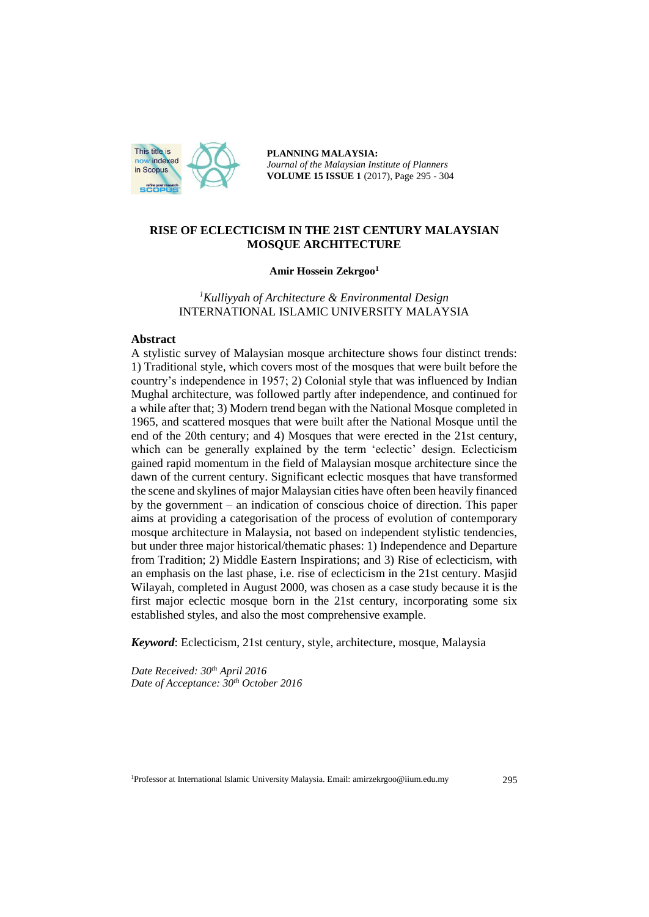# RISE OF ECLECTICISM IN THE 21ST CENTURY MALAYSIAN MOSQUE ARCHITECTURE

**Amir Hossein Zekrgoo[1]**

*[1]Kulliyyah of Architecture & Environmental Design*
INTERNATIONAL ISLAMIC UNIVERSITY MALAYSIA

## Abstract

A stylistic survey of Malaysian mosque architecture shows four distinct trends: 1) Traditional style, which covers most of the mosques that were built before the country's independence in 1957; 2) Colonial style that was influenced by Indian Mughal architecture, was followed partly after independence, and continued for a while after that; 3) Modern trend began with the National Mosque completed in 1965, and scattered mosques that were built after the National Mosque until the end of the 20th century; and 4) Mosques that were erected in the 21st century, which can be generally explained by the term 'eclectic' design. Eclecticism gained rapid momentum in the field of Malaysian mosque architecture since the dawn of the current century. Significant eclectic mosques that have transformed the scene and skylines of major Malaysian cities have often been heavily financed by the government – an indication of conscious choice of direction. This paper aims at providing a categorisation of the process of evolution of contemporary mosque architecture in Malaysia, not based on independent stylistic tendencies, but under three major historical/thematic phases: 1) Independence and Departure from Tradition; 2) Middle Eastern Inspirations; and 3) Rise of eclecticism, with an emphasis on the last phase, i.e. rise of eclecticism in the 21st century. Masjid Wilayah, completed in August 2000, was chosen as a case study because it is the first major eclectic mosque born in the 21st century, incorporating some six established styles, and also the most comprehensive example.

***Keyword***: Eclecticism, 21st century, style, architecture, mosque, Malaysia

*Date Received: 30th April 2016*
*Date of Acceptance: 30th October 2016*

[1]Professor at International Islamic University Malaysia. Email: amirzekrgoo@iium.edu.my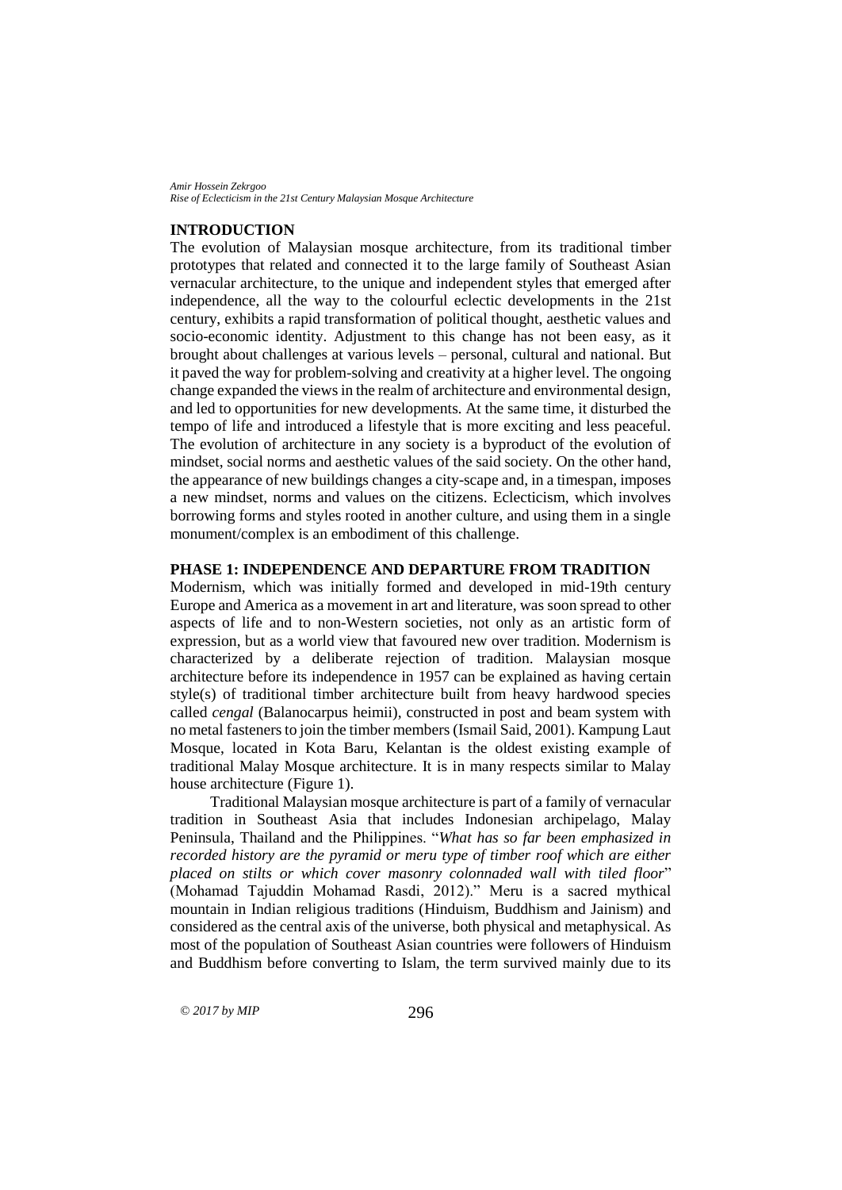## INTRODUCTION

The evolution of Malaysian mosque architecture, from its traditional timber prototypes that related and connected it to the large family of Southeast Asian vernacular architecture, to the unique and independent styles that emerged after independence, all the way to the colourful eclectic developments in the 21st century, exhibits a rapid transformation of political thought, aesthetic values and socio-economic identity. Adjustment to this change has not been easy, as it brought about challenges at various levels – personal, cultural and national. But it paved the way for problem-solving and creativity at a higher level. The ongoing change expanded the views in the realm of architecture and environmental design, and led to opportunities for new developments. At the same time, it disturbed the tempo of life and introduced a lifestyle that is more exciting and less peaceful. The evolution of architecture in any society is a byproduct of the evolution of mindset, social norms and aesthetic values of the said society. On the other hand, the appearance of new buildings changes a city-scape and, in a timespan, imposes a new mindset, norms and values on the citizens. Eclecticism, which involves borrowing forms and styles rooted in another culture, and using them in a single monument/complex is an embodiment of this challenge.

## PHASE 1: INDEPENDENCE AND DEPARTURE FROM TRADITION

Modernism, which was initially formed and developed in mid-19th century Europe and America as a movement in art and literature, was soon spread to other aspects of life and to non-Western societies, not only as an artistic form of expression, but as a world view that favoured new over tradition. Modernism is characterized by a deliberate rejection of tradition. Malaysian mosque architecture before its independence in 1957 can be explained as having certain style(s) of traditional timber architecture built from heavy hardwood species called *cengal* (Balanocarpus heimii), constructed in post and beam system with no metal fasteners to join the timber members (Ismail Said, 2001). Kampung Laut Mosque, located in Kota Baru, Kelantan is the oldest existing example of traditional Malay Mosque architecture. It is in many respects similar to Malay house architecture (Figure 1).

Traditional Malaysian mosque architecture is part of a family of vernacular tradition in Southeast Asia that includes Indonesian archipelago, Malay Peninsula, Thailand and the Philippines. "*What has so far been emphasized in recorded history are the pyramid or meru type of timber roof which are either placed on stilts or which cover masonry colonnaded wall with tiled floor*" (Mohamad Tajuddin Mohamad Rasdi, 2012)." Meru is a sacred mythical mountain in Indian religious traditions (Hinduism, Buddhism and Jainism) and considered as the central axis of the universe, both physical and metaphysical. As most of the population of Southeast Asian countries were followers of Hinduism and Buddhism before converting to Islam, the term survived mainly due to its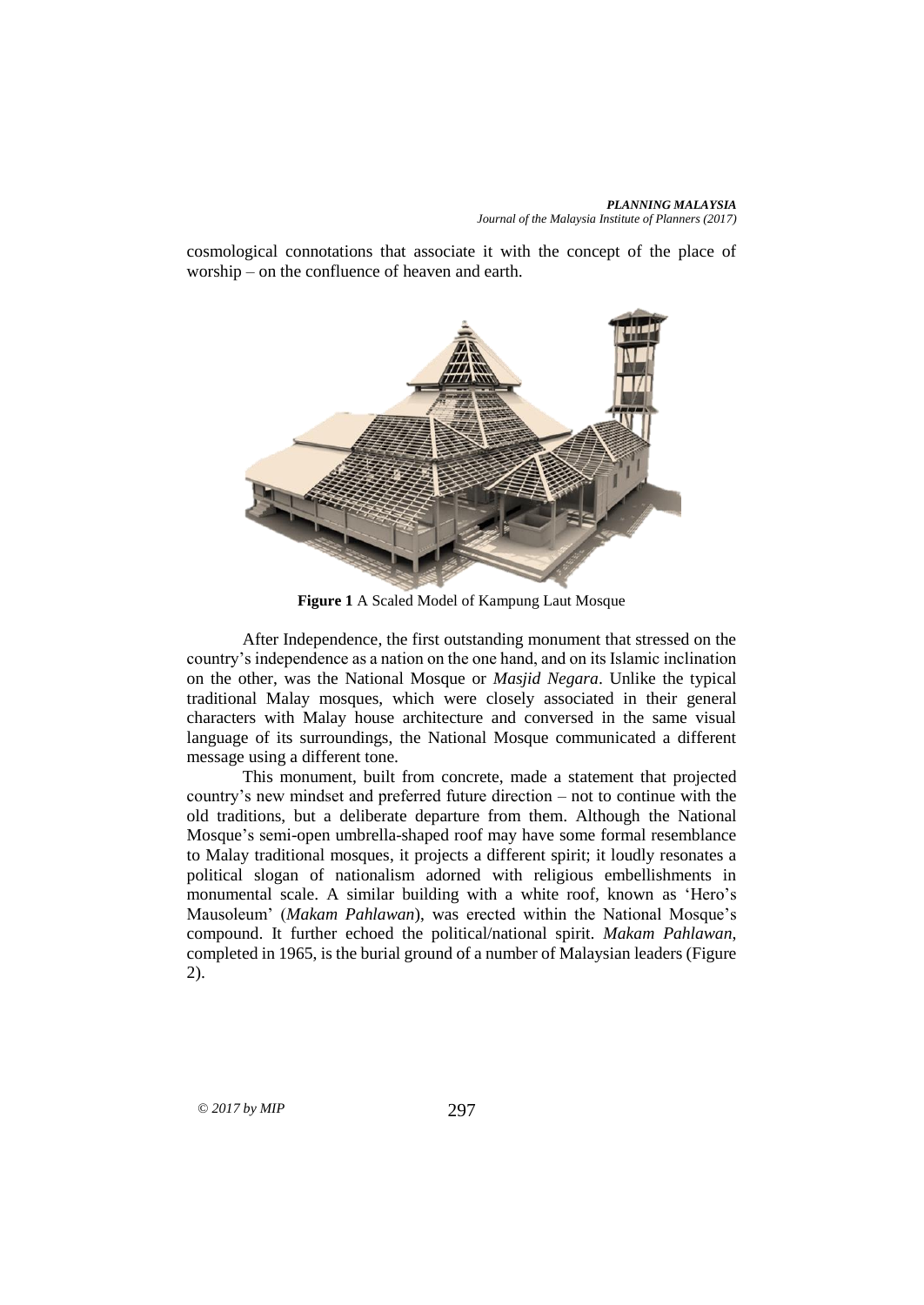cosmological connotations that associate it with the concept of the place of worship – on the confluence of heaven and earth.

**Figure 1** A Scaled Model of Kampung Laut Mosque

After Independence, the first outstanding monument that stressed on the country's independence as a nation on the one hand, and on its Islamic inclination on the other, was the National Mosque or *Masjid Negara*. Unlike the typical traditional Malay mosques, which were closely associated in their general characters with Malay house architecture and conversed in the same visual language of its surroundings, the National Mosque communicated a different message using a different tone.

This monument, built from concrete, made a statement that projected country's new mindset and preferred future direction – not to continue with the old traditions, but a deliberate departure from them. Although the National Mosque's semi-open umbrella-shaped roof may have some formal resemblance to Malay traditional mosques, it projects a different spirit; it loudly resonates a political slogan of nationalism adorned with religious embellishments in monumental scale. A similar building with a white roof, known as 'Hero's Mausoleum' (*Makam Pahlawan*), was erected within the National Mosque's compound. It further echoed the political/national spirit. *Makam Pahlawan*, completed in 1965, is the burial ground of a number of Malaysian leaders (Figure 2).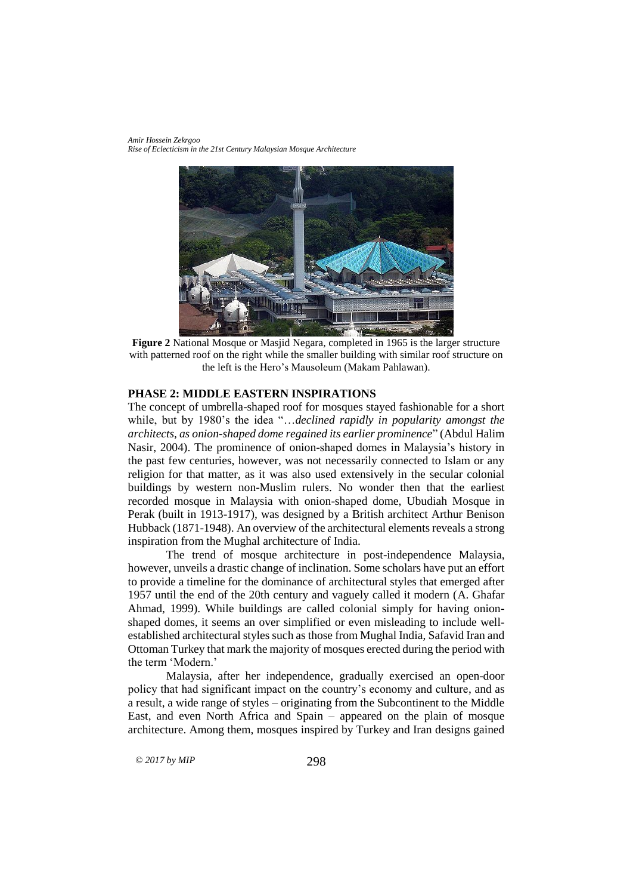**Figure 2** National Mosque or Masjid Negara, completed in 1965 is the larger structure with patterned roof on the right while the smaller building with similar roof structure on the left is the Hero's Mausoleum (Makam Pahlawan).

## PHASE 2: MIDDLE EASTERN INSPIRATIONS

The concept of umbrella-shaped roof for mosques stayed fashionable for a short while, but by 1980's the idea "…*declined rapidly in popularity amongst the architects, as onion-shaped dome regained its earlier prominence*" (Abdul Halim Nasir, 2004). The prominence of onion-shaped domes in Malaysia's history in the past few centuries, however, was not necessarily connected to Islam or any religion for that matter, as it was also used extensively in the secular colonial buildings by western non-Muslim rulers. No wonder then that the earliest recorded mosque in Malaysia with onion-shaped dome, Ubudiah Mosque in Perak (built in 1913-1917), was designed by a British architect Arthur Benison Hubback (1871-1948). An overview of the architectural elements reveals a strong inspiration from the Mughal architecture of India.

The trend of mosque architecture in post-independence Malaysia, however, unveils a drastic change of inclination. Some scholars have put an effort to provide a timeline for the dominance of architectural styles that emerged after 1957 until the end of the 20th century and vaguely called it modern (A. Ghafar Ahmad, 1999). While buildings are called colonial simply for having onion-shaped domes, it seems an over simplified or even misleading to include well-established architectural styles such as those from Mughal India, Safavid Iran and Ottoman Turkey that mark the majority of mosques erected during the period with the term 'Modern.'

Malaysia, after her independence, gradually exercised an open-door policy that had significant impact on the country's economy and culture, and as a result, a wide range of styles – originating from the Subcontinent to the Middle East, and even North Africa and Spain – appeared on the plain of mosque architecture. Among them, mosques inspired by Turkey and Iran designs gained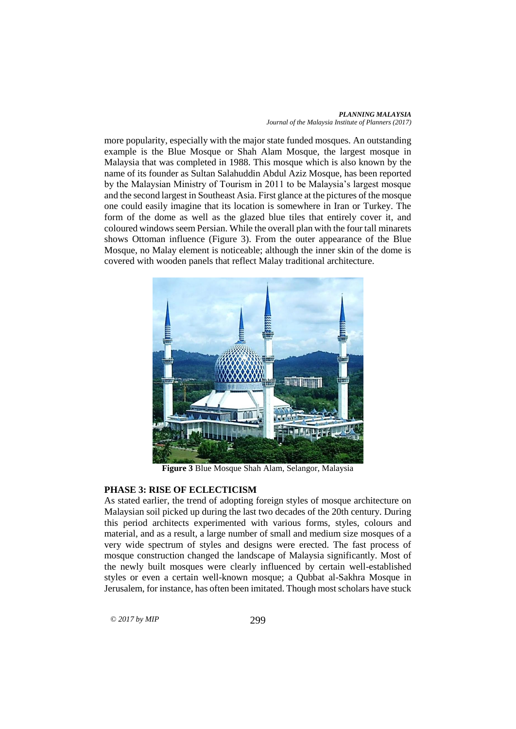more popularity, especially with the major state funded mosques. An outstanding example is the Blue Mosque or Shah Alam Mosque, the largest mosque in Malaysia that was completed in 1988. This mosque which is also known by the name of its founder as Sultan Salahuddin Abdul Aziz Mosque, has been reported by the Malaysian Ministry of Tourism in 2011 to be Malaysia's largest mosque and the second largest in Southeast Asia. First glance at the pictures of the mosque one could easily imagine that its location is somewhere in Iran or Turkey. The form of the dome as well as the glazed blue tiles that entirely cover it, and coloured windows seem Persian. While the overall plan with the four tall minarets shows Ottoman influence (Figure 3). From the outer appearance of the Blue Mosque, no Malay element is noticeable; although the inner skin of the dome is covered with wooden panels that reflect Malay traditional architecture.

**Figure 3** Blue Mosque Shah Alam, Selangor, Malaysia

## PHASE 3: RISE OF ECLECTICISM

As stated earlier, the trend of adopting foreign styles of mosque architecture on Malaysian soil picked up during the last two decades of the 20th century. During this period architects experimented with various forms, styles, colours and material, and as a result, a large number of small and medium size mosques of a very wide spectrum of styles and designs were erected. The fast process of mosque construction changed the landscape of Malaysia significantly. Most of the newly built mosques were clearly influenced by certain well-established styles or even a certain well-known mosque; a Qubbat al-Sakhra Mosque in Jerusalem, for instance, has often been imitated. Though most scholars have stuck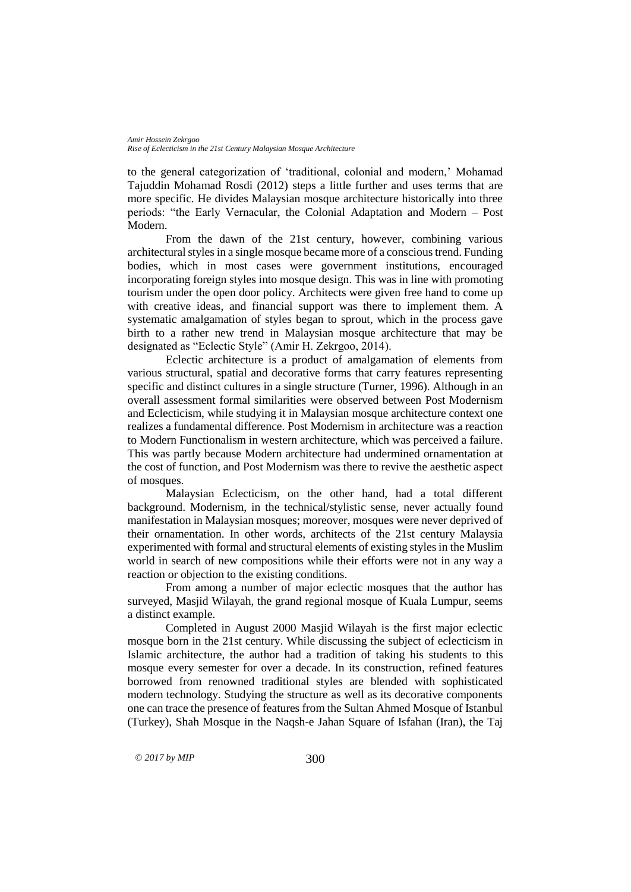to the general categorization of 'traditional, colonial and modern,' Mohamad Tajuddin Mohamad Rosdi (2012) steps a little further and uses terms that are more specific. He divides Malaysian mosque architecture historically into three periods: "the Early Vernacular, the Colonial Adaptation and Modern – Post Modern.

From the dawn of the 21st century, however, combining various architectural styles in a single mosque became more of a conscious trend. Funding bodies, which in most cases were government institutions, encouraged incorporating foreign styles into mosque design. This was in line with promoting tourism under the open door policy. Architects were given free hand to come up with creative ideas, and financial support was there to implement them. A systematic amalgamation of styles began to sprout, which in the process gave birth to a rather new trend in Malaysian mosque architecture that may be designated as "Eclectic Style" (Amir H. Zekrgoo, 2014).

Eclectic architecture is a product of amalgamation of elements from various structural, spatial and decorative forms that carry features representing specific and distinct cultures in a single structure (Turner, 1996). Although in an overall assessment formal similarities were observed between Post Modernism and Eclecticism, while studying it in Malaysian mosque architecture context one realizes a fundamental difference. Post Modernism in architecture was a reaction to Modern Functionalism in western architecture, which was perceived a failure. This was partly because Modern architecture had undermined ornamentation at the cost of function, and Post Modernism was there to revive the aesthetic aspect of mosques.

Malaysian Eclecticism, on the other hand, had a total different background. Modernism, in the technical/stylistic sense, never actually found manifestation in Malaysian mosques; moreover, mosques were never deprived of their ornamentation. In other words, architects of the 21st century Malaysia experimented with formal and structural elements of existing styles in the Muslim world in search of new compositions while their efforts were not in any way a reaction or objection to the existing conditions.

From among a number of major eclectic mosques that the author has surveyed, Masjid Wilayah, the grand regional mosque of Kuala Lumpur, seems a distinct example.

Completed in August 2000 Masjid Wilayah is the first major eclectic mosque born in the 21st century. While discussing the subject of eclecticism in Islamic architecture, the author had a tradition of taking his students to this mosque every semester for over a decade. In its construction, refined features borrowed from renowned traditional styles are blended with sophisticated modern technology. Studying the structure as well as its decorative components one can trace the presence of features from the Sultan Ahmed Mosque of Istanbul (Turkey), Shah Mosque in the Naqsh-e Jahan Square of Isfahan (Iran), the Taj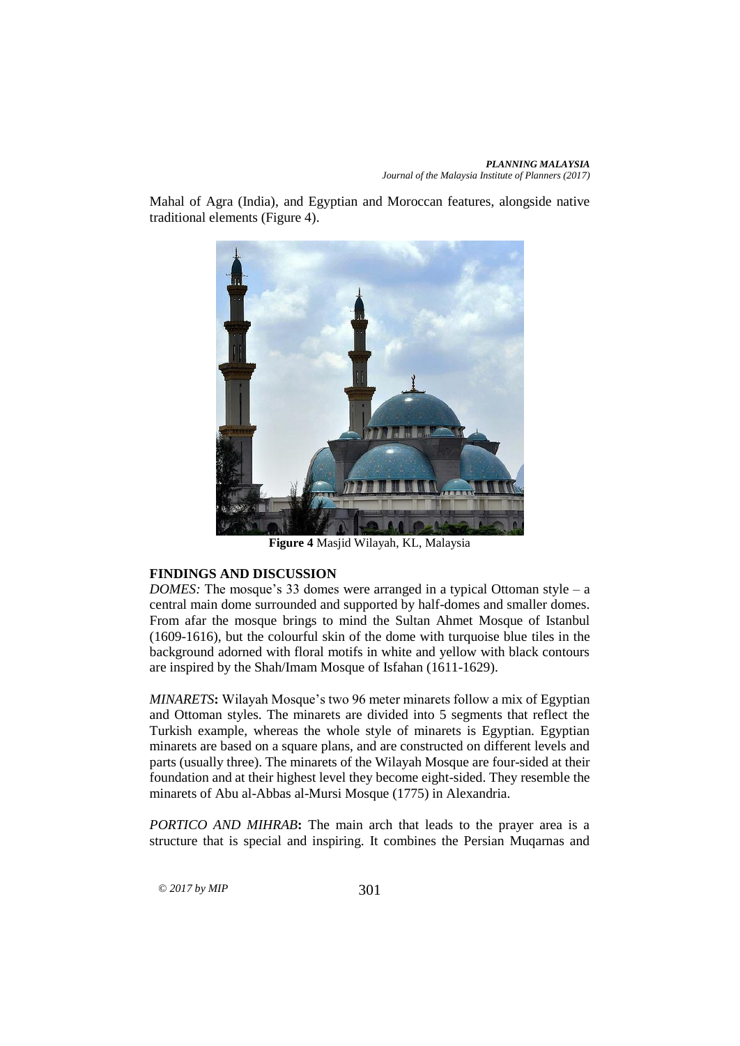Mahal of Agra (India), and Egyptian and Moroccan features, alongside native traditional elements (Figure 4).

**Figure 4** Masjid Wilayah, KL, Malaysia

## FINDINGS AND DISCUSSION

*DOMES:* The mosque's 33 domes were arranged in a typical Ottoman style – a central main dome surrounded and supported by half-domes and smaller domes. From afar the mosque brings to mind the Sultan Ahmet Mosque of Istanbul (1609-1616), but the colourful skin of the dome with turquoise blue tiles in the background adorned with floral motifs in white and yellow with black contours are inspired by the Shah/Imam Mosque of Isfahan (1611-1629).

*MINARETS***:** Wilayah Mosque's two 96 meter minarets follow a mix of Egyptian and Ottoman styles. The minarets are divided into 5 segments that reflect the Turkish example, whereas the whole style of minarets is Egyptian. Egyptian minarets are based on a square plans, and are constructed on different levels and parts (usually three). The minarets of the Wilayah Mosque are four-sided at their foundation and at their highest level they become eight-sided. They resemble the minarets of Abu al-Abbas al-Mursi Mosque (1775) in Alexandria.

*PORTICO AND MIHRAB***:** The main arch that leads to the prayer area is a structure that is special and inspiring. It combines the Persian Muqarnas and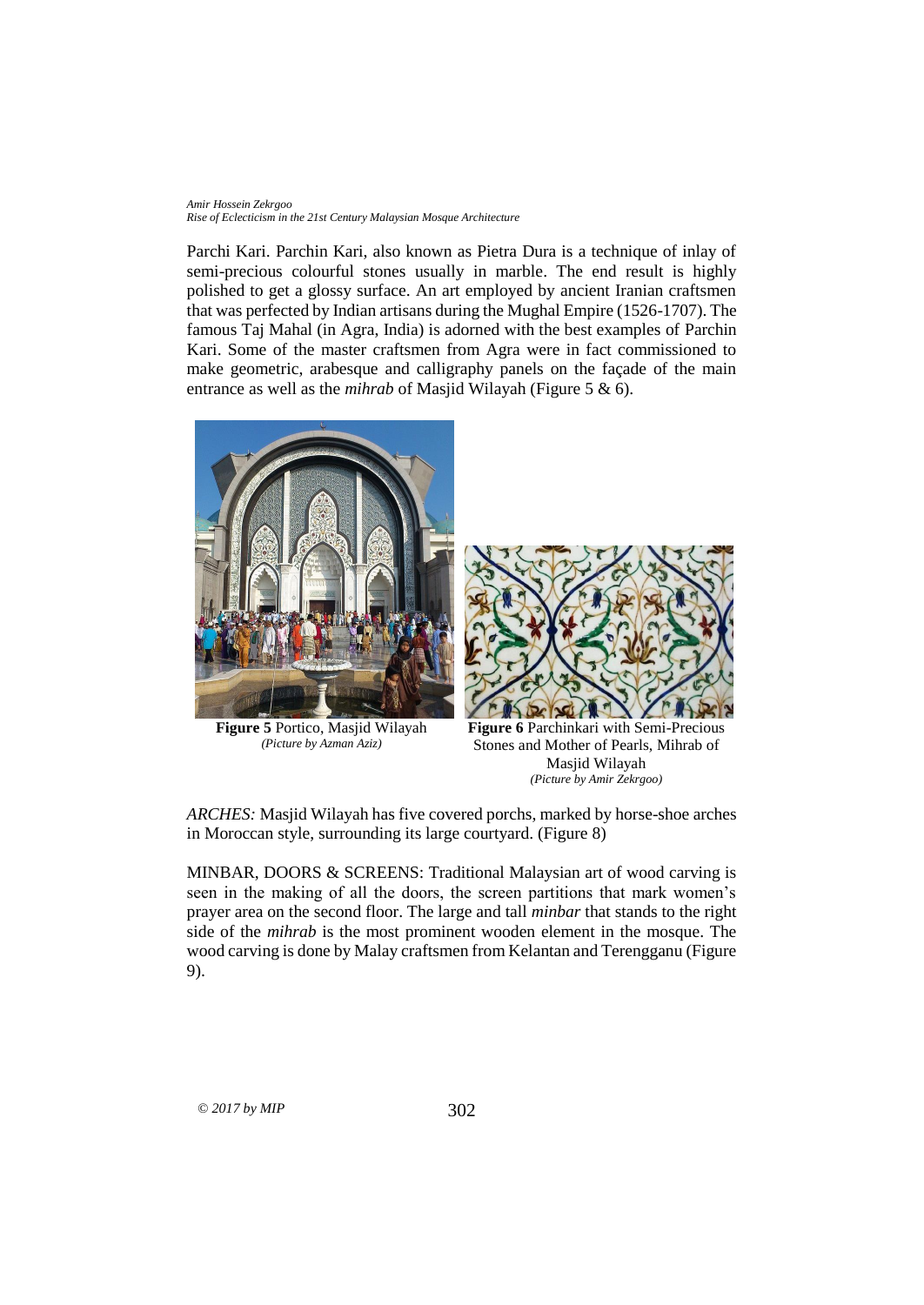Parchi Kari. Parchin Kari, also known as Pietra Dura is a technique of inlay of semi-precious colourful stones usually in marble. The end result is highly polished to get a glossy surface. An art employed by ancient Iranian craftsmen that was perfected by Indian artisans during the Mughal Empire (1526-1707). The famous Taj Mahal (in Agra, India) is adorned with the best examples of Parchin Kari. Some of the master craftsmen from Agra were in fact commissioned to make geometric, arabesque and calligraphy panels on the façade of the main entrance as well as the *mihrab* of Masjid Wilayah (Figure 5 & 6).

**Figure 5** Portico, Masjid Wilayah
*(Picture by Azman Aziz)*

**Figure 6** Parchinkari with Semi-Precious Stones and Mother of Pearls, Mihrab of Masjid Wilayah
*(Picture by Amir Zekrgoo)*

*ARCHES:* Masjid Wilayah has five covered porchs, marked by horse-shoe arches in Moroccan style, surrounding its large courtyard. (Figure 8)

MINBAR, DOORS & SCREENS: Traditional Malaysian art of wood carving is seen in the making of all the doors, the screen partitions that mark women's prayer area on the second floor. The large and tall *minbar* that stands to the right side of the *mihrab* is the most prominent wooden element in the mosque. The wood carving is done by Malay craftsmen from Kelantan and Terengganu (Figure 9).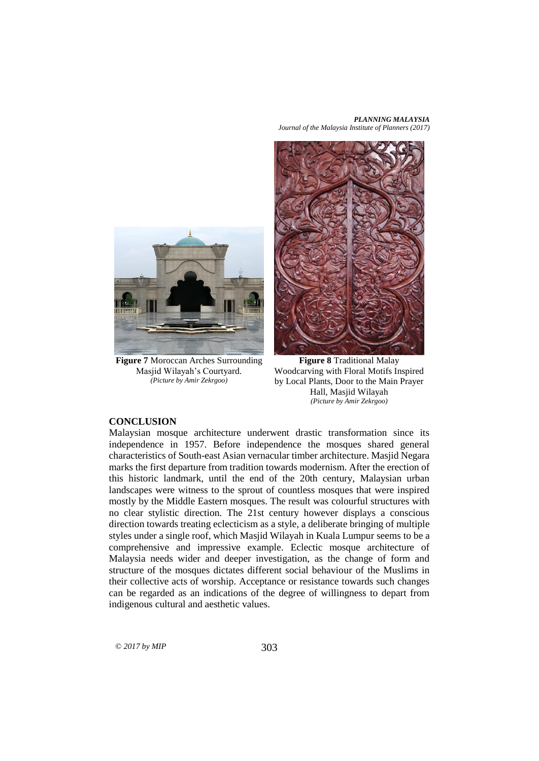**Figure 7** Moroccan Arches Surrounding Masjid Wilayah's Courtyard.
*(Picture by Amir Zekrgoo)*

**Figure 8** Traditional Malay Woodcarving with Floral Motifs Inspired by Local Plants, Door to the Main Prayer Hall, Masjid Wilayah
*(Picture by Amir Zekrgoo)*

## CONCLUSION

Malaysian mosque architecture underwent drastic transformation since its independence in 1957. Before independence the mosques shared general characteristics of South-east Asian vernacular timber architecture. Masjid Negara marks the first departure from tradition towards modernism. After the erection of this historic landmark, until the end of the 20th century, Malaysian urban landscapes were witness to the sprout of countless mosques that were inspired mostly by the Middle Eastern mosques. The result was colourful structures with no clear stylistic direction. The 21st century however displays a conscious direction towards treating eclecticism as a style, a deliberate bringing of multiple styles under a single roof, which Masjid Wilayah in Kuala Lumpur seems to be a comprehensive and impressive example. Eclectic mosque architecture of Malaysia needs wider and deeper investigation, as the change of form and structure of the mosques dictates different social behaviour of the Muslims in their collective acts of worship. Acceptance or resistance towards such changes can be regarded as an indications of the degree of willingness to depart from indigenous cultural and aesthetic values.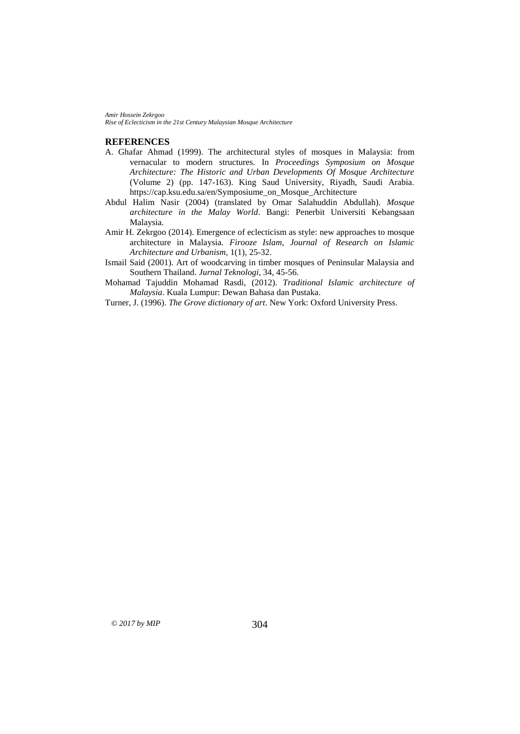## REFERENCES

A. Ghafar Ahmad (1999). The architectural styles of mosques in Malaysia: from vernacular to modern structures. In *Proceedings Symposium on Mosque Architecture: The Historic and Urban Developments Of Mosque Architecture* (Volume 2) (pp. 147-163). King Saud University, Riyadh, Saudi Arabia. https://cap.ksu.edu.sa/en/Symposiume_on_Mosque_Architecture

Abdul Halim Nasir (2004) (translated by Omar Salahuddin Abdullah). *Mosque architecture in the Malay World*. Bangi: Penerbit Universiti Kebangsaan Malaysia.

Amir H. Zekrgoo (2014). Emergence of eclecticism as style: new approaches to mosque architecture in Malaysia. *Firooze Islam, Journal of Research on Islamic Architecture and Urbanism*, 1(1), 25-32.

Ismail Said (2001). Art of woodcarving in timber mosques of Peninsular Malaysia and Southern Thailand. *Jurnal Teknologi*, 34, 45-56.

Mohamad Tajuddin Mohamad Rasdi, (2012). *Traditional Islamic architecture of Malaysia*. Kuala Lumpur: Dewan Bahasa dan Pustaka.

Turner, J. (1996). *The Grove dictionary of art*. New York: Oxford University Press.